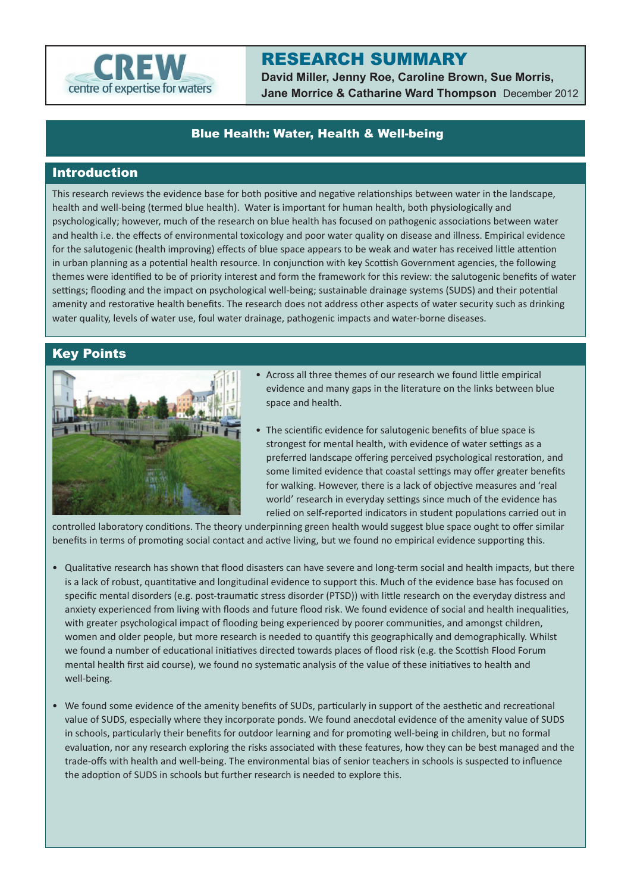CREW
centre of expertise for waters

# RESEARCH SUMMARY

**David Miller, Jenny Roe, Caroline Brown, Sue Morris, Jane Morrice & Catharine Ward Thompson** December 2012

## Blue Health: Water, Health & Well-being

## Introduction

This research reviews the evidence base for both positive and negative relationships between water in the landscape, health and well-being (termed blue health). Water is important for human health, both physiologically and psychologically; however, much of the research on blue health has focused on pathogenic associations between water and health i.e. the effects of environmental toxicology and poor water quality on disease and illness. Empirical evidence for the salutogenic (health improving) effects of blue space appears to be weak and water has received little attention in urban planning as a potential health resource. In conjunction with key Scottish Government agencies, the following themes were identified to be of priority interest and form the framework for this review: the salutogenic benefits of water settings; flooding and the impact on psychological well-being; sustainable drainage systems (SUDS) and their potential amenity and restorative health benefits. The research does not address other aspects of water security such as drinking water quality, levels of water use, foul water drainage, pathogenic impacts and water-borne diseases.

## Key Points

- Across all three themes of our research we found little empirical evidence and many gaps in the literature on the links between blue space and health.

- The scientific evidence for salutogenic benefits of blue space is strongest for mental health, with evidence of water settings as a preferred landscape offering perceived psychological restoration, and some limited evidence that coastal settings may offer greater benefits for walking. However, there is a lack of objective measures and 'real world' research in everyday settings since much of the evidence has relied on self-reported indicators in student populations carried out in controlled laboratory conditions. The theory underpinning green health would suggest blue space ought to offer similar benefits in terms of promoting social contact and active living, but we found no empirical evidence supporting this.

- Qualitative research has shown that flood disasters can have severe and long-term social and health impacts, but there is a lack of robust, quantitative and longitudinal evidence to support this. Much of the evidence base has focused on specific mental disorders (e.g. post-traumatic stress disorder (PTSD)) with little research on the everyday distress and anxiety experienced from living with floods and future flood risk. We found evidence of social and health inequalities, with greater psychological impact of flooding being experienced by poorer communities, and amongst children, women and older people, but more research is needed to quantify this geographically and demographically. Whilst we found a number of educational initiatives directed towards places of flood risk (e.g. the Scottish Flood Forum mental health first aid course), we found no systematic analysis of the value of these initiatives to health and well-being.

- We found some evidence of the amenity benefits of SUDs, particularly in support of the aesthetic and recreational value of SUDS, especially where they incorporate ponds. We found anecdotal evidence of the amenity value of SUDS in schools, particularly their benefits for outdoor learning and for promoting well-being in children, but no formal evaluation, nor any research exploring the risks associated with these features, how they can be best managed and the trade-offs with health and well-being. The environmental bias of senior teachers in schools is suspected to influence the adoption of SUDS in schools but further research is needed to explore this.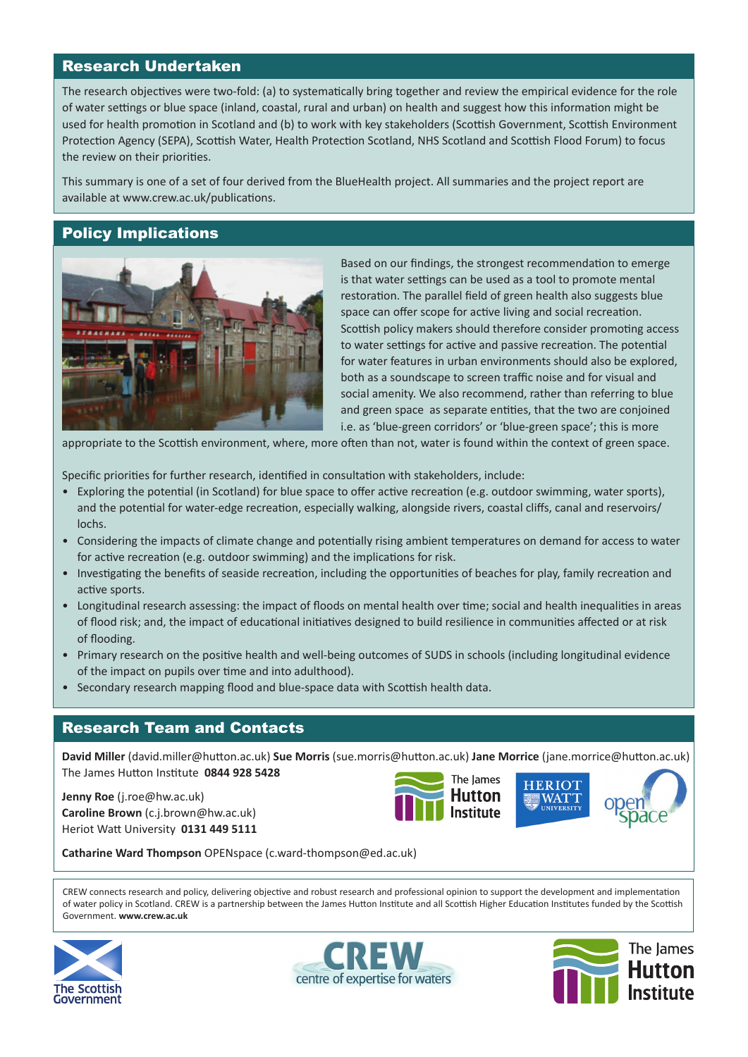## Research Undertaken

The research objectives were two-fold: (a) to systematically bring together and review the empirical evidence for the role of water settings or blue space (inland, coastal, rural and urban) on health and suggest how this information might be used for health promotion in Scotland and (b) to work with key stakeholders (Scottish Government, Scottish Environment Protection Agency (SEPA), Scottish Water, Health Protection Scotland, NHS Scotland and Scottish Flood Forum) to focus the review on their priorities.

This summary is one of a set of four derived from the BlueHealth project. All summaries and the project report are available at www.crew.ac.uk/publications.

## Policy Implications

Based on our findings, the strongest recommendation to emerge is that water settings can be used as a tool to promote mental restoration. The parallel field of green health also suggests blue space can offer scope for active living and social recreation. Scottish policy makers should therefore consider promoting access to water settings for active and passive recreation. The potential for water features in urban environments should also be explored, both as a soundscape to screen traffic noise and for visual and social amenity. We also recommend, rather than referring to blue and green space as separate entities, that the two are conjoined i.e. as 'blue-green corridors' or 'blue-green space'; this is more appropriate to the Scottish environment, where, more often than not, water is found within the context of green space.

Specific priorities for further research, identified in consultation with stakeholders, include:

- Exploring the potential (in Scotland) for blue space to offer active recreation (e.g. outdoor swimming, water sports), and the potential for water-edge recreation, especially walking, alongside rivers, coastal cliffs, canal and reservoirs/lochs.
- Considering the impacts of climate change and potentially rising ambient temperatures on demand for access to water for active recreation (e.g. outdoor swimming) and the implications for risk.
- Investigating the benefits of seaside recreation, including the opportunities of beaches for play, family recreation and active sports.
- Longitudinal research assessing: the impact of floods on mental health over time; social and health inequalities in areas of flood risk; and, the impact of educational initiatives designed to build resilience in communities affected or at risk of flooding.
- Primary research on the positive health and well-being outcomes of SUDS in schools (including longitudinal evidence of the impact on pupils over time and into adulthood).
- Secondary research mapping flood and blue-space data with Scottish health data.

## Research Team and Contacts

**David Miller** (david.miller@hutton.ac.uk) **Sue Morris** (sue.morris@hutton.ac.uk) **Jane Morrice** (jane.morrice@hutton.ac.uk)
The James Hutton Institute **0844 928 5428**

**Jenny Roe** (j.roe@hw.ac.uk)
**Caroline Brown** (c.j.brown@hw.ac.uk)
Heriot Watt University **0131 449 5111**

**Catharine Ward Thompson** OPENspace (c.ward-thompson@ed.ac.uk)

CREW connects research and policy, delivering objective and robust research and professional opinion to support the development and implementation of water policy in Scotland. CREW is a partnership between the James Hutton Institute and all Scottish Higher Education Institutes funded by the Scottish Government. **www.crew.ac.uk**